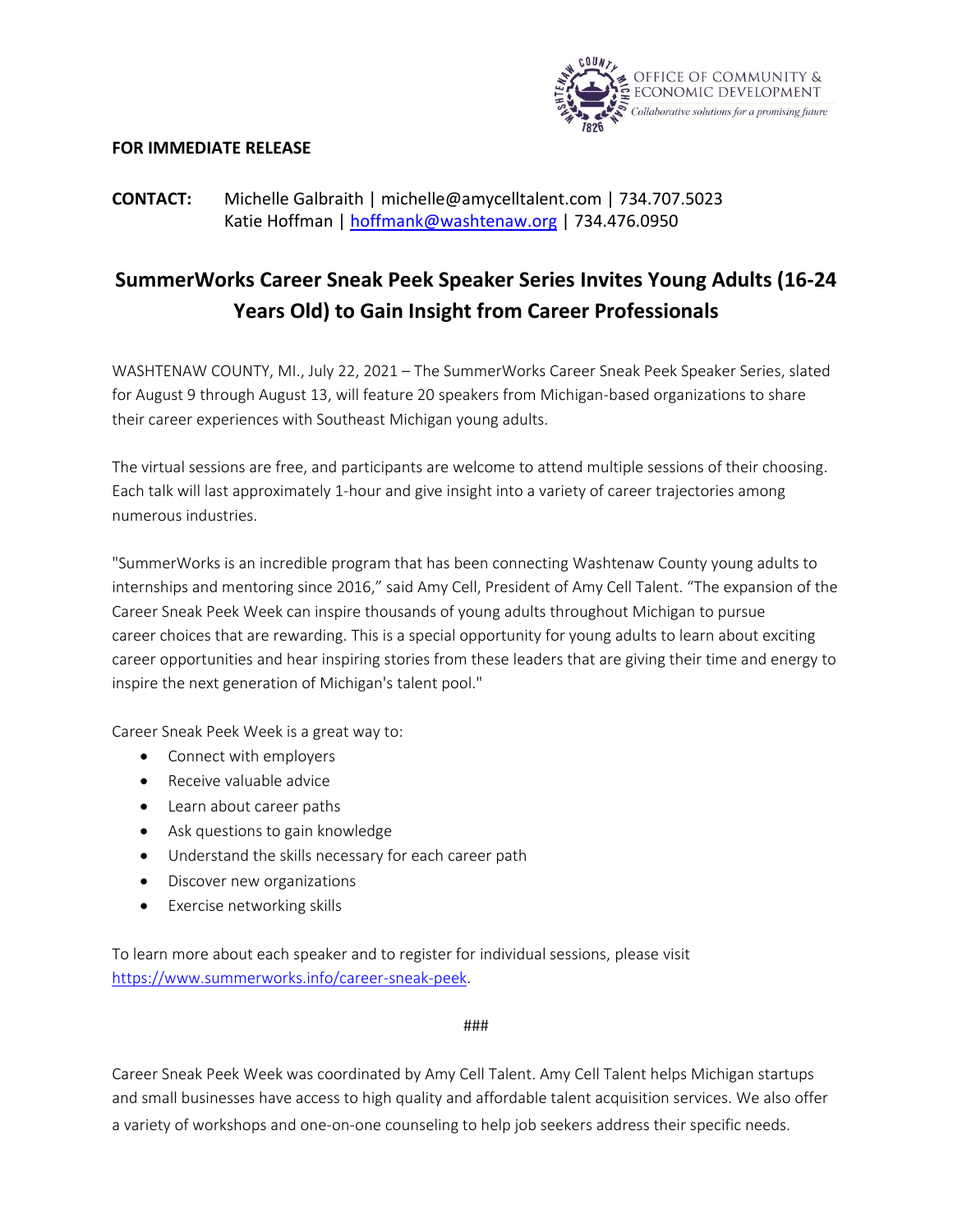OFFICE OF COMMUNITY & ECONOMIC DEVELOPMENT
*Collaborative solutions for a promising future*

**FOR IMMEDIATE RELEASE**

**CONTACT:** Michelle Galbraith | michelle@amycelltalent.com | 734.707.5023
Katie Hoffman | hoffmank@washtenaw.org | 734.476.0950

# SummerWorks Career Sneak Peek Speaker Series Invites Young Adults (16-24 Years Old) to Gain Insight from Career Professionals

WASHTENAW COUNTY, MI., July 22, 2021 – The SummerWorks Career Sneak Peek Speaker Series, slated for August 9 through August 13, will feature 20 speakers from Michigan-based organizations to share their career experiences with Southeast Michigan young adults.

The virtual sessions are free, and participants are welcome to attend multiple sessions of their choosing. Each talk will last approximately 1-hour and give insight into a variety of career trajectories among numerous industries.

"SummerWorks is an incredible program that has been connecting Washtenaw County young adults to internships and mentoring since 2016," said Amy Cell, President of Amy Cell Talent. "The expansion of the Career Sneak Peek Week can inspire thousands of young adults throughout Michigan to pursue career choices that are rewarding. This is a special opportunity for young adults to learn about exciting career opportunities and hear inspiring stories from these leaders that are giving their time and energy to inspire the next generation of Michigan's talent pool."

Career Sneak Peek Week is a great way to:

- Connect with employers
- Receive valuable advice
- Learn about career paths
- Ask questions to gain knowledge
- Understand the skills necessary for each career path
- Discover new organizations
- Exercise networking skills

To learn more about each speaker and to register for individual sessions, please visit https://www.summerworks.info/career-sneak-peek.

###

Career Sneak Peek Week was coordinated by Amy Cell Talent. Amy Cell Talent helps Michigan startups and small businesses have access to high quality and affordable talent acquisition services. We also offer a variety of workshops and one-on-one counseling to help job seekers address their specific needs.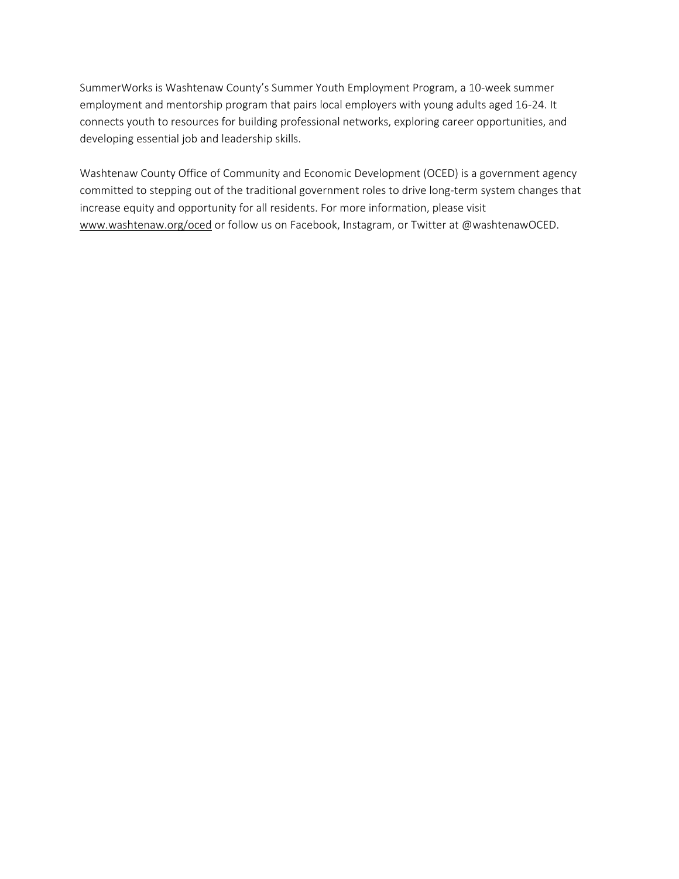SummerWorks is Washtenaw County's Summer Youth Employment Program, a 10-week summer employment and mentorship program that pairs local employers with young adults aged 16-24. It connects youth to resources for building professional networks, exploring career opportunities, and developing essential job and leadership skills.

Washtenaw County Office of Community and Economic Development (OCED) is a government agency committed to stepping out of the traditional government roles to drive long-term system changes that increase equity and opportunity for all residents. For more information, please visit www.washtenaw.org/oced or follow us on Facebook, Instagram, or Twitter at @washtenawOCED.